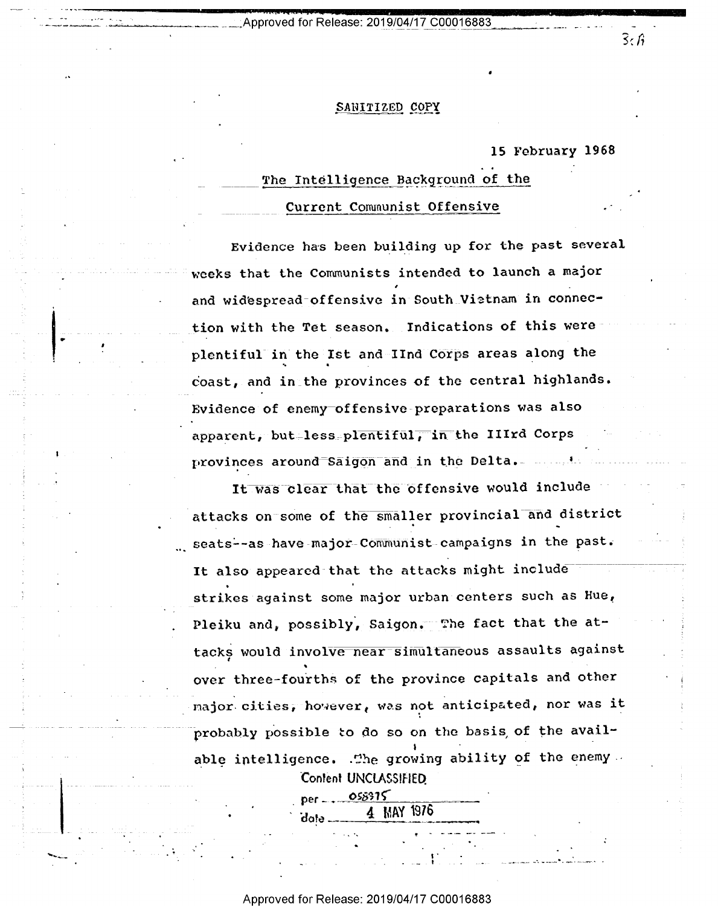SANITIZED COPY

15 February 1968

## The Intelligence Background of the Current Communist Offensive

Evidence has been building up for the past several weeks that the Communists intended to launch a major and widespread offensive in South Vietnam in connection with the Tet season. Indications of this were plentiful in the Ist and IInd Corps areas along the coast, and in the provinces of the central highlands. Evidence of enemy offensive preparations was also apparent, but less plentiful, in the IIIrd Corps provinces around Saigon and in the Delta.

It was clear that the offensive would include attacks on some of the smaller provincial and district seats--as have major Communist campaigns in the past. It also appeared that the attacks might include strikes against some major urban centers such as Hue, Pleiku and, possibly, Saigon. The fact that the attacks would involve near simultaneous assaults against over three-fourths of the province capitals and other major cities, however, was not anticipated, nor was it probably possible to do so on the basis of the available intelligence. The growing ability of the enemy

Content UNCLASSIFIED
per 058915
date 4 MAY 1976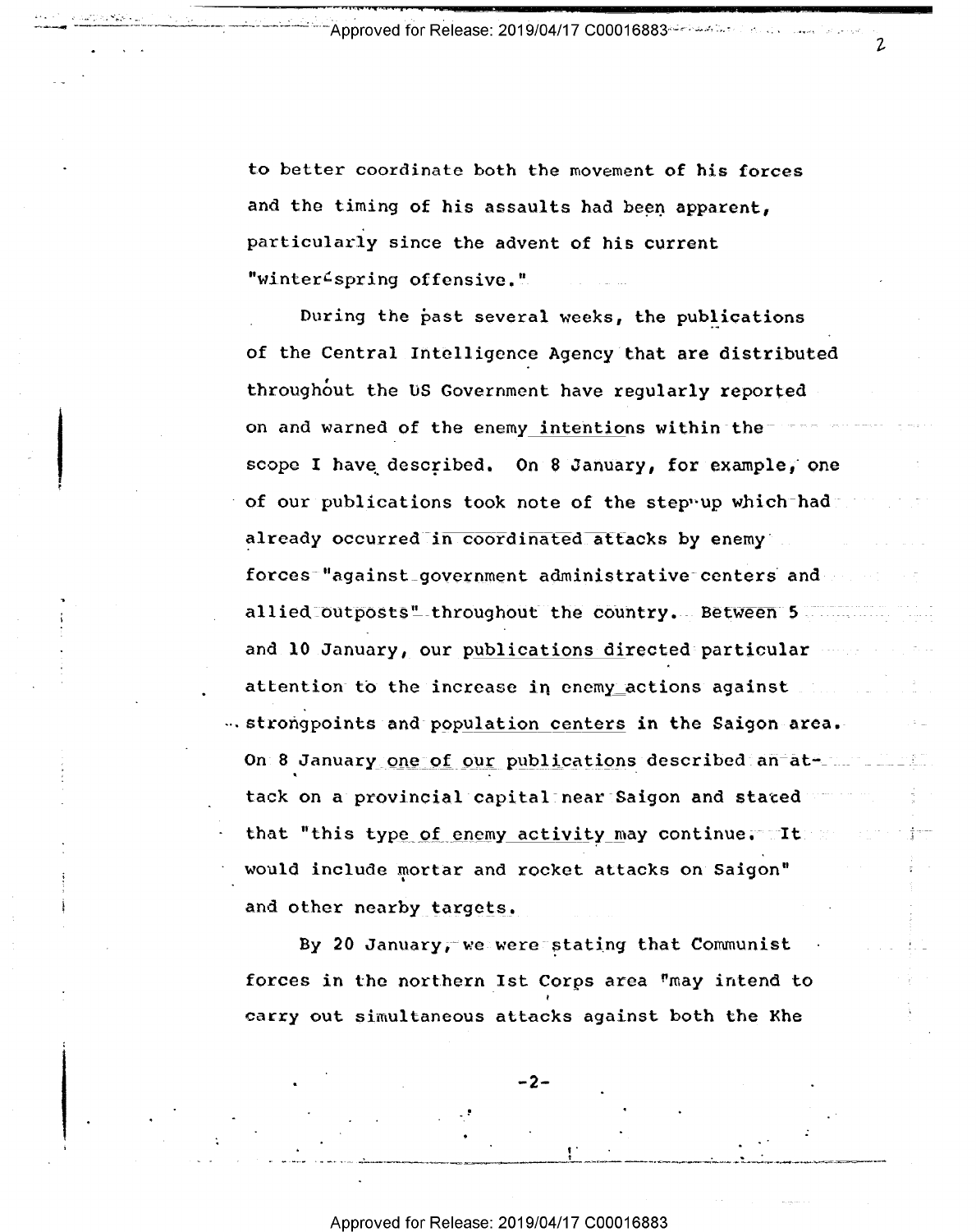to better coordinate both the movement of his forces and the timing of his assaults had been apparent, particularly since the advent of his current "winter-spring offensive."

During the past several weeks, the publications of the Central Intelligence Agency that are distributed throughout the US Government have regularly reported on and warned of the enemy intentions within the scope I have described. On 8 January, for example, one of our publications took note of the step-up which had already occurred in coordinated attacks by enemy forces "against government administrative centers and allied outposts" throughout the country. Between 5 and 10 January, our publications directed particular attention to the increase in enemy actions against strongpoints and population centers in the Saigon area. On 8 January one of our publications described an attack on a provincial capital near Saigon and stated that "this type of enemy activity may continue. It would include mortar and rocket attacks on Saigon" and other nearby targets.

By 20 January, we were stating that Communist forces in the northern Ist Corps area "may intend to carry out simultaneous attacks against both the Khe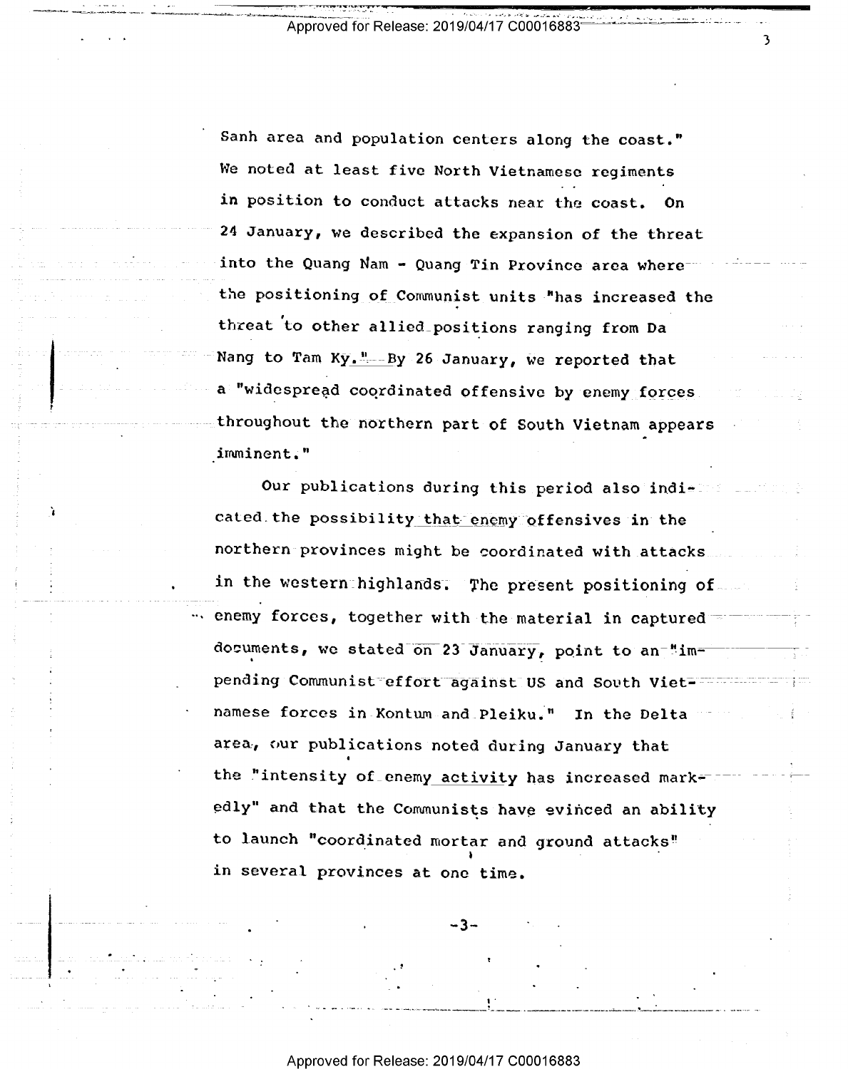Sanh area and population centers along the coast." We noted at least five North Vietnamese regiments in position to conduct attacks near the coast. On 24 January, we described the expansion of the threat into the Quang Nam - Quang Tin Province area where the positioning of Communist units "has increased the threat to other allied positions ranging from Da Nang to Tam Ky." By 26 January, we reported that a "widespread coordinated offensive by enemy forces throughout the northern part of South Vietnam appears imminent."

Our publications during this period also indicated the possibility that enemy offensives in the northern provinces might be coordinated with attacks in the western highlands. The present positioning of enemy forces, together with the material in captured documents, we stated on 23 January, point to an "impending Communist effort against US and South Vietnamese forces in Kontum and Pleiku." In the Delta area, our publications noted during January that the "intensity of enemy activity has increased markedly" and that the Communists have evinced an ability to launch "coordinated mortar and ground attacks" in several provinces at one time.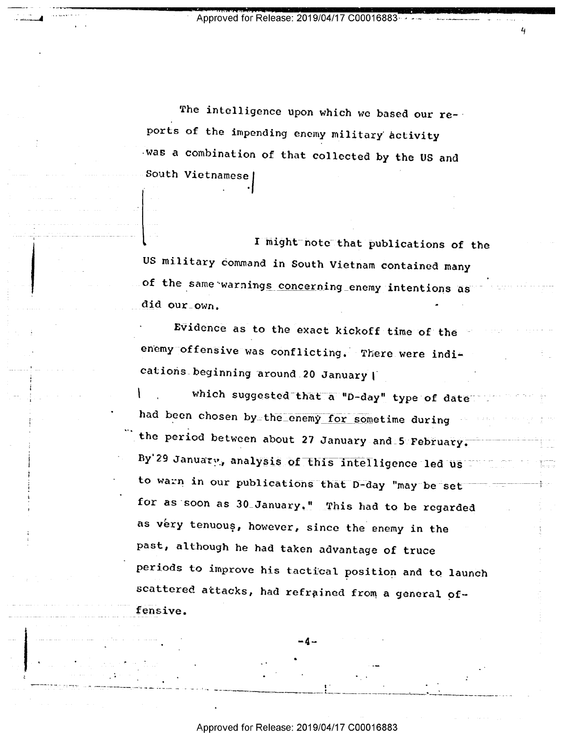The intelligence upon which we based our reports of the impending enemy military activity was a combination of that collected by the US and South Vietnamese

I might note that publications of the US military command in South Vietnam contained many of the same warnings concerning enemy intentions as did our own.

Evidence as to the exact kickoff time of the enemy offensive was conflicting. There were indications beginning around 20 January

which suggested that a "D-day" type of date had been chosen by the enemy for sometime during the period between about 27 January and 5 February. By 29 January, analysis of this intelligence led us to warn in our publications that D-day "may be set for as soon as 30 January." This had to be regarded as very tenuous, however, since the enemy in the past, although he had taken advantage of truce periods to improve his tactical position and to launch scattered attacks, had refrained from a general offensive.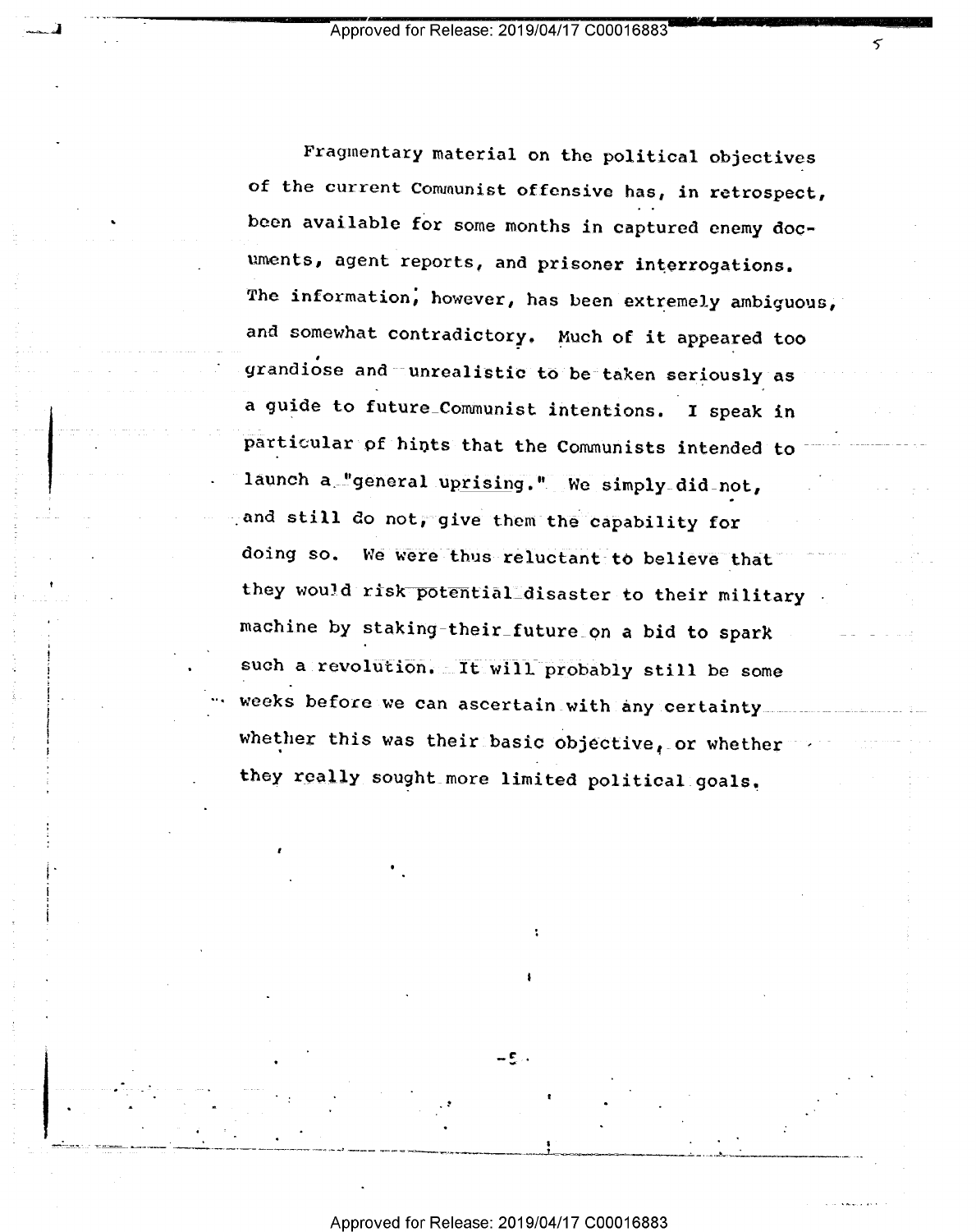Fragmentary material on the political objectives of the current Communist offensive has, in retrospect, been available for some months in captured enemy documents, agent reports, and prisoner interrogations. The information, however, has been extremely ambiguous, and somewhat contradictory. Much of it appeared too grandiose and unrealistic to be taken seriously as a guide to future Communist intentions. I speak in particular of hints that the Communists intended to launch a "general uprising." We simply did not, and still do not, give them the capability for doing so. We were thus reluctant to believe that they would risk potential disaster to their military machine by staking their future on a bid to spark such a revolution. It will probably still be some weeks before we can ascertain with any certainty whether this was their basic objective, or whether they really sought more limited political goals.